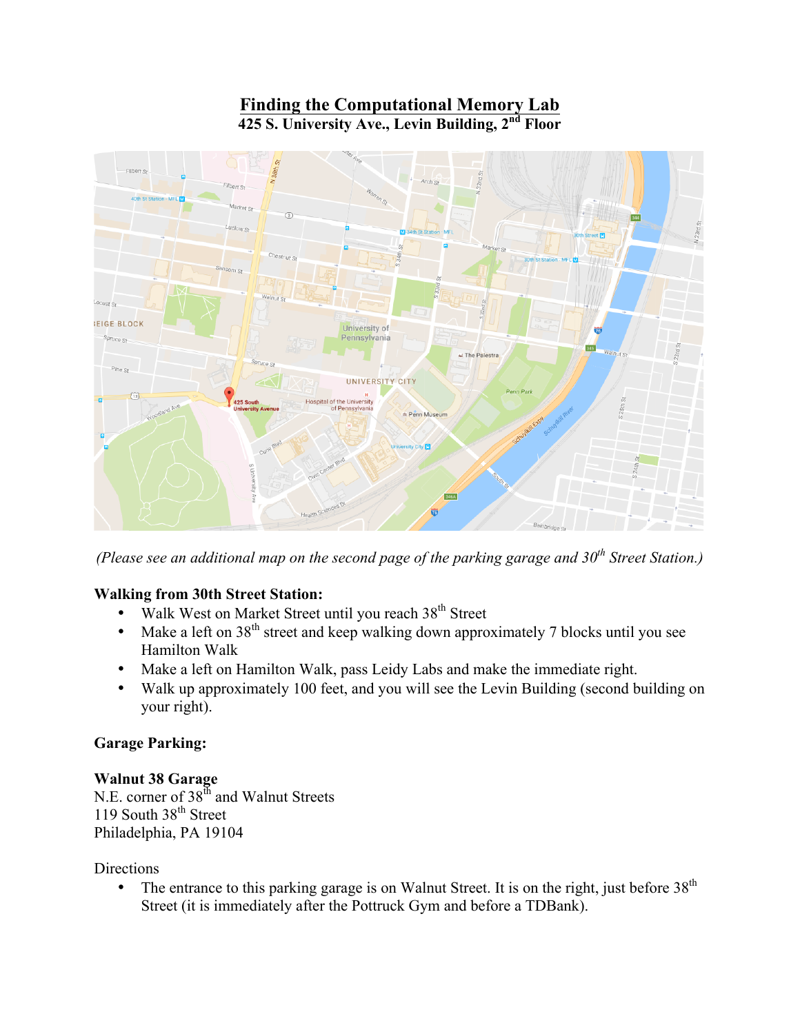# Finding the Computational Memory Lab

**425 S. University Ave., Levin Building, 2nd Floor**

*(Please see an additional map on the second page of the parking garage and 30th Street Station.)*

**Walking from 30th Street Station:**

- Walk West on Market Street until you reach 38th Street
- Make a left on 38th street and keep walking down approximately 7 blocks until you see Hamilton Walk
- Make a left on Hamilton Walk, pass Leidy Labs and make the immediate right.
- Walk up approximately 100 feet, and you will see the Levin Building (second building on your right).

**Garage Parking:**

**Walnut 38 Garage**
N.E. corner of 38th and Walnut Streets
119 South 38th Street
Philadelphia, PA 19104

Directions

- The entrance to this parking garage is on Walnut Street. It is on the right, just before 38th Street (it is immediately after the Pottruck Gym and before a TDBank).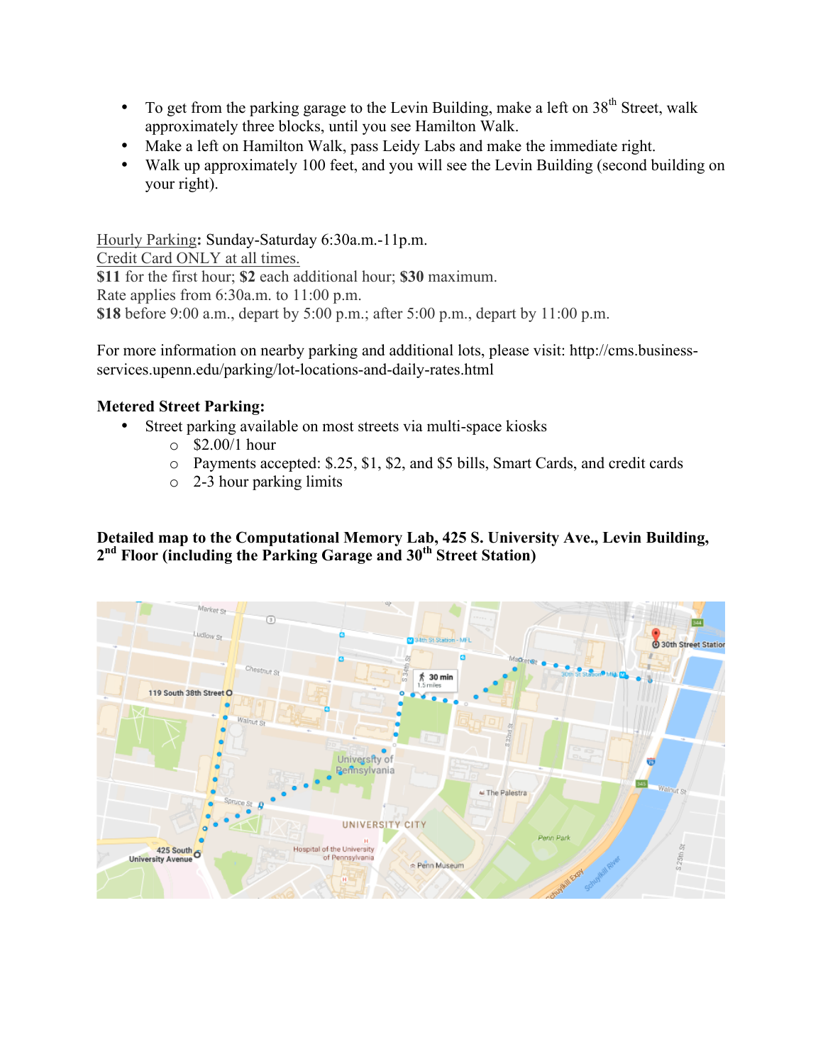- To get from the parking garage to the Levin Building, make a left on 38th Street, walk approximately three blocks, until you see Hamilton Walk.
- Make a left on Hamilton Walk, pass Leidy Labs and make the immediate right.
- Walk up approximately 100 feet, and you will see the Levin Building (second building on your right).

Hourly Parking**:** Sunday-Saturday 6:30a.m.-11p.m.
Credit Card ONLY at all times.
**$11** for the first hour; **$2** each additional hour; **$30** maximum.
Rate applies from 6:30a.m. to 11:00 p.m.
**$18** before 9:00 a.m., depart by 5:00 p.m.; after 5:00 p.m., depart by 11:00 p.m.

For more information on nearby parking and additional lots, please visit: http://cms.business-services.upenn.edu/parking/lot-locations-and-daily-rates.html

**Metered Street Parking:**

- Street parking available on most streets via multi-space kiosks
  - $2.00/1 hour
  - Payments accepted: $.25, $1, $2, and $5 bills, Smart Cards, and credit cards
  - 2-3 hour parking limits

**Detailed map to the Computational Memory Lab, 425 S. University Ave., Levin Building, 2nd Floor (including the Parking Garage and 30th Street Station)**